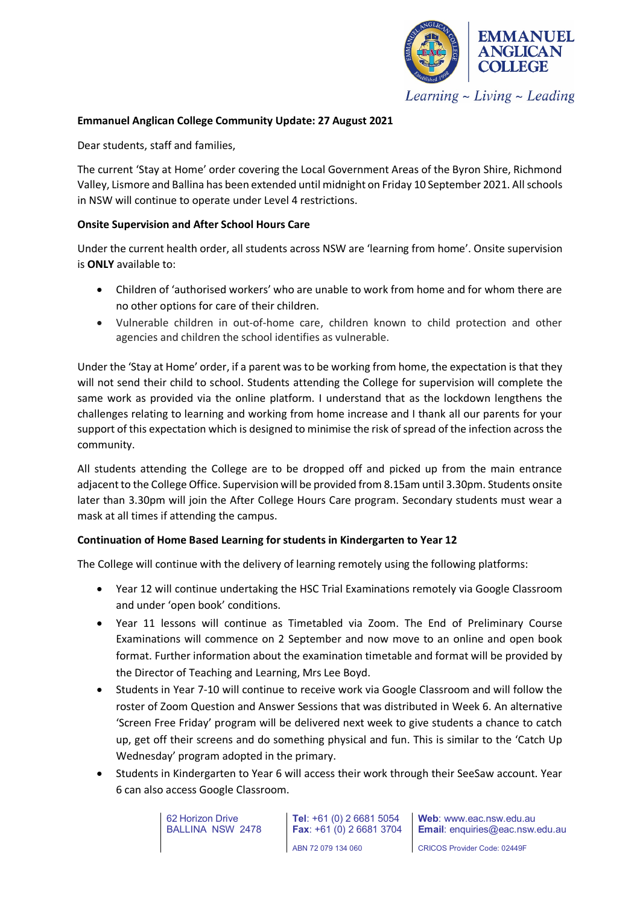EMMANUEL ANGLICAN COLLEGE

*Learning ~ Living ~ Leading*

**Emmanuel Anglican College Community Update: 27 August 2021**

Dear students, staff and families,

The current 'Stay at Home' order covering the Local Government Areas of the Byron Shire, Richmond Valley, Lismore and Ballina has been extended until midnight on Friday 10 September 2021. All schools in NSW will continue to operate under Level 4 restrictions.

**Onsite Supervision and After School Hours Care**

Under the current health order, all students across NSW are 'learning from home'. Onsite supervision is **ONLY** available to:

- Children of 'authorised workers' who are unable to work from home and for whom there are no other options for care of their children.
- Vulnerable children in out-of-home care, children known to child protection and other agencies and children the school identifies as vulnerable.

Under the 'Stay at Home' order, if a parent was to be working from home, the expectation is that they will not send their child to school. Students attending the College for supervision will complete the same work as provided via the online platform. I understand that as the lockdown lengthens the challenges relating to learning and working from home increase and I thank all our parents for your support of this expectation which is designed to minimise the risk of spread of the infection across the community.

All students attending the College are to be dropped off and picked up from the main entrance adjacent to the College Office. Supervision will be provided from 8.15am until 3.30pm. Students onsite later than 3.30pm will join the After College Hours Care program. Secondary students must wear a mask at all times if attending the campus.

**Continuation of Home Based Learning for students in Kindergarten to Year 12**

The College will continue with the delivery of learning remotely using the following platforms:

- Year 12 will continue undertaking the HSC Trial Examinations remotely via Google Classroom and under 'open book' conditions.
- Year 11 lessons will continue as Timetabled via Zoom. The End of Preliminary Course Examinations will commence on 2 September and now move to an online and open book format. Further information about the examination timetable and format will be provided by the Director of Teaching and Learning, Mrs Lee Boyd.
- Students in Year 7-10 will continue to receive work via Google Classroom and will follow the roster of Zoom Question and Answer Sessions that was distributed in Week 6. An alternative 'Screen Free Friday' program will be delivered next week to give students a chance to catch up, get off their screens and do something physical and fun. This is similar to the 'Catch Up Wednesday' program adopted in the primary.
- Students in Kindergarten to Year 6 will access their work through their SeeSaw account. Year 6 can also access Google Classroom.

62 Horizon Drive
BALLINA NSW 2478

**Tel**: +61 (0) 2 6681 5054
**Fax**: +61 (0) 2 6681 3704
ABN 72 079 134 060

**Web**: www.eac.nsw.edu.au
**Email**: enquiries@eac.nsw.edu.au
CRICOS Provider Code: 02449F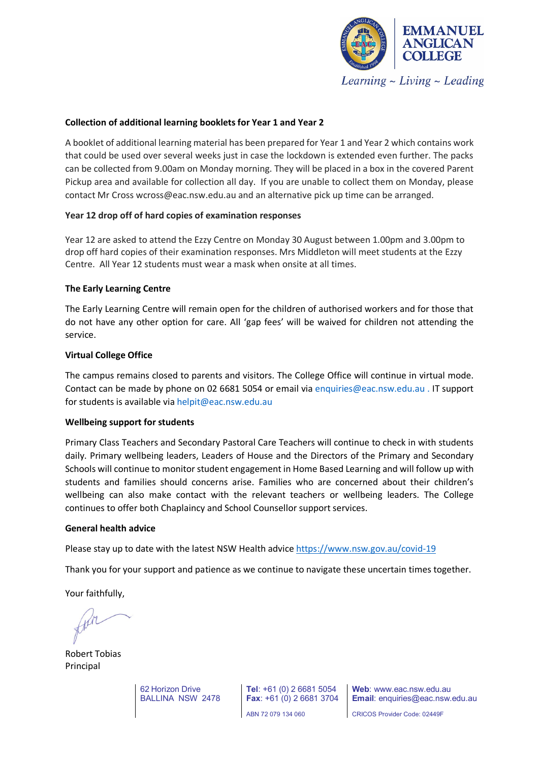**Collection of additional learning booklets for Year 1 and Year 2**

A booklet of additional learning material has been prepared for Year 1 and Year 2 which contains work that could be used over several weeks just in case the lockdown is extended even further. The packs can be collected from 9.00am on Monday morning. They will be placed in a box in the covered Parent Pickup area and available for collection all day. If you are unable to collect them on Monday, please contact Mr Cross wcross@eac.nsw.edu.au and an alternative pick up time can be arranged.

**Year 12 drop off of hard copies of examination responses**

Year 12 are asked to attend the Ezzy Centre on Monday 30 August between 1.00pm and 3.00pm to drop off hard copies of their examination responses. Mrs Middleton will meet students at the Ezzy Centre. All Year 12 students must wear a mask when onsite at all times.

**The Early Learning Centre**

The Early Learning Centre will remain open for the children of authorised workers and for those that do not have any other option for care. All 'gap fees' will be waived for children not attending the service.

**Virtual College Office**

The campus remains closed to parents and visitors. The College Office will continue in virtual mode. Contact can be made by phone on 02 6681 5054 or email via enquiries@eac.nsw.edu.au . IT support for students is available via helpit@eac.nsw.edu.au

**Wellbeing support for students**

Primary Class Teachers and Secondary Pastoral Care Teachers will continue to check in with students daily. Primary wellbeing leaders, Leaders of House and the Directors of the Primary and Secondary Schools will continue to monitor student engagement in Home Based Learning and will follow up with students and families should concerns arise. Families who are concerned about their children's wellbeing can also make contact with the relevant teachers or wellbeing leaders. The College continues to offer both Chaplaincy and School Counsellor support services.

**General health advice**

Please stay up to date with the latest NSW Health advice https://www.nsw.gov.au/covid-19

Thank you for your support and patience as we continue to navigate these uncertain times together.

Your faithfully,

Robert Tobias
Principal

62 Horizon Drive
BALLINA NSW 2478

**Tel**: +61 (0) 2 6681 5054
**Fax**: +61 (0) 2 6681 3704
ABN 72 079 134 060

**Web**: www.eac.nsw.edu.au
**Email**: enquiries@eac.nsw.edu.au
CRICOS Provider Code: 02449F